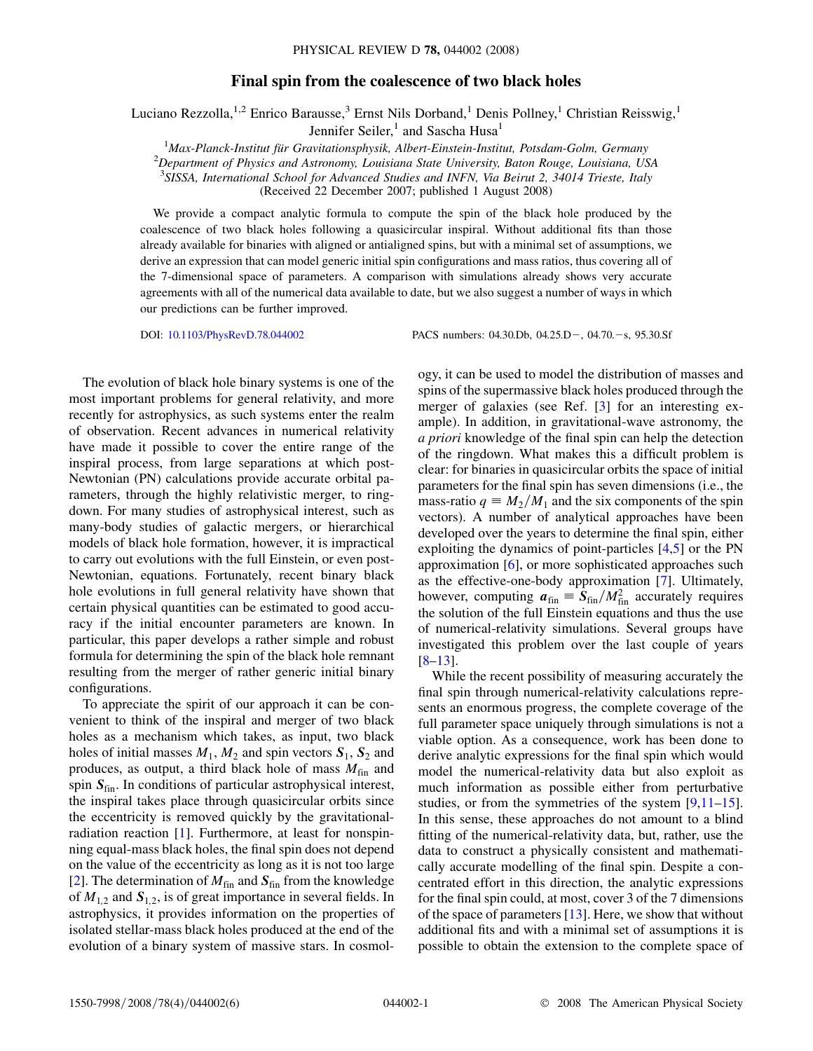# Final spin from the coalescence of two black holes

Luciano Rezzolla,[1,2] Enrico Barausse,[3] Ernst Nils Dorband,[1] Denis Pollney,[1] Christian Reisswig,[1] Jennifer Seiler,[1] and Sascha Husa[1]

[1]*Max-Planck-Institut für Gravitationsphysik, Albert-Einstein-Institut, Potsdam-Golm, Germany*
[2]*Department of Physics and Astronomy, Louisiana State University, Baton Rouge, Louisiana, USA*
[3]*SISSA, International School for Advanced Studies and INFN, Via Beirut 2, 34014 Trieste, Italy*
(Received 22 December 2007; published 1 August 2008)

We provide a compact analytic formula to compute the spin of the black hole produced by the coalescence of two black holes following a quasicircular inspiral. Without additional fits than those already available for binaries with aligned or antialigned spins, but with a minimal set of assumptions, we derive an expression that can model generic initial spin configurations and mass ratios, thus covering all of the 7-dimensional space of parameters. A comparison with simulations already shows very accurate agreements with all of the numerical data available to date, but we also suggest a number of ways in which our predictions can be further improved.

DOI: 10.1103/PhysRevD.78.044002 PACS numbers: 04.30.Db, 04.25.D−, 04.70.−s, 95.30.Sf

The evolution of black hole binary systems is one of the most important problems for general relativity, and more recently for astrophysics, as such systems enter the realm of observation. Recent advances in numerical relativity have made it possible to cover the entire range of the inspiral process, from large separations at which post-Newtonian (PN) calculations provide accurate orbital parameters, through the highly relativistic merger, to ringdown. For many studies of astrophysical interest, such as many-body studies of galactic mergers, or hierarchical models of black hole formation, however, it is impractical to carry out evolutions with the full Einstein, or even post-Newtonian, equations. Fortunately, recent binary black hole evolutions in full general relativity have shown that certain physical quantities can be estimated to good accuracy if the initial encounter parameters are known. In particular, this paper develops a rather simple and robust formula for determining the spin of the black hole remnant resulting from the merger of rather generic initial binary configurations.

To appreciate the spirit of our approach it can be convenient to think of the inspiral and merger of two black holes as a mechanism which takes, as input, two black holes of initial masses $M_1$, $M_2$ and spin vectors $\boldsymbol{S}_1$, $\boldsymbol{S}_2$ and produces, as output, a third black hole of mass $M_{\rm fin}$ and spin $\boldsymbol{S}_{\rm fin}$. In conditions of particular astrophysical interest, the inspiral takes place through quasicircular orbits since the eccentricity is removed quickly by the gravitational-radiation reaction [1]. Furthermore, at least for nonspinning equal-mass black holes, the final spin does not depend on the value of the eccentricity as long as it is not too large [2]. The determination of $M_{\rm fin}$ and $\boldsymbol{S}_{\rm fin}$ from the knowledge of $M_{1,2}$ and $\boldsymbol{S}_{1,2}$, is of great importance in several fields. In astrophysics, it provides information on the properties of isolated stellar-mass black holes produced at the end of the evolution of a binary system of massive stars. In cosmology, it can be used to model the distribution of masses and spins of the supermassive black holes produced through the merger of galaxies (see Ref. [3] for an interesting example). In addition, in gravitational-wave astronomy, the *a priori* knowledge of the final spin can help the detection of the ringdown. What makes this a difficult problem is clear: for binaries in quasicircular orbits the space of initial parameters for the final spin has seven dimensions (i.e., the mass-ratio $q \equiv M_2/M_1$ and the six components of the spin vectors). A number of analytical approaches have been developed over the years to determine the final spin, either exploiting the dynamics of point-particles [4,5] or the PN approximation [6], or more sophisticated approaches such as the effective-one-body approximation [7]. Ultimately, however, computing $\boldsymbol{a}_{\rm fin} \equiv \boldsymbol{S}_{\rm fin}/M_{\rm fin}^2$ accurately requires the solution of the full Einstein equations and thus the use of numerical-relativity simulations. Several groups have investigated this problem over the last couple of years [8–13].

While the recent possibility of measuring accurately the final spin through numerical-relativity calculations represents an enormous progress, the complete coverage of the full parameter space uniquely through simulations is not a viable option. As a consequence, work has been done to derive analytic expressions for the final spin which would model the numerical-relativity data but also exploit as much information as possible either from perturbative studies, or from the symmetries of the system [9,11–15]. In this sense, these approaches do not amount to a blind fitting of the numerical-relativity data, but, rather, use the data to construct a physically consistent and mathematically accurate modelling of the final spin. Despite a concentrated effort in this direction, the analytic expressions for the final spin could, at most, cover 3 of the 7 dimensions of the space of parameters [13]. Here, we show that without additional fits and with a minimal set of assumptions it is possible to obtain the extension to the complete space of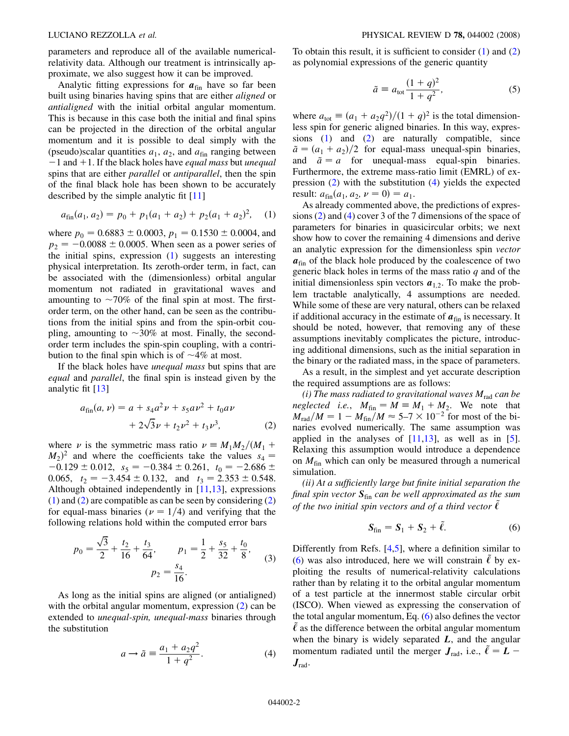parameters and reproduce all of the available numerical-relativity data. Although our treatment is intrinsically approximate, we also suggest how it can be improved.

Analytic fitting expressions for $\boldsymbol{a}_{\rm fin}$ have so far been built using binaries having spins that are either *aligned* or *antialigned* with the initial orbital angular momentum. This is because in this case both the initial and final spins can be projected in the direction of the orbital angular momentum and it is possible to deal simply with the (pseudo)scalar quantities $a_1$, $a_2$, and $a_{\rm fin}$ ranging between $-1$ and $+1$. If the black holes have *equal mass* but *unequal* spins that are either *parallel* or *antiparallel*, then the spin of the final black hole has been shown to be accurately described by the simple analytic fit [11]

$$a_{\rm fin}(a_1, a_2) = p_0 + p_1(a_1 + a_2) + p_2(a_1 + a_2)^2, \quad (1)$$

where $p_0 = 0.6883 \pm 0.0003$, $p_1 = 0.1530 \pm 0.0004$, and $p_2 = -0.0088 \pm 0.0005$. When seen as a power series of the initial spins, expression (1) suggests an interesting physical interpretation. Its zeroth-order term, in fact, can be associated with the (dimensionless) orbital angular momentum not radiated in gravitational waves and amounting to $\sim 70\%$ of the final spin at most. The first-order term, on the other hand, can be seen as the contributions from the initial spins and from the spin-orbit coupling, amounting to $\sim 30\%$ at most. Finally, the second-order term includes the spin-spin coupling, with a contribution to the final spin which is of $\sim 4\%$ at most.

If the black holes have *unequal mass* but spins that are *equal* and *parallel*, the final spin is instead given by the analytic fit [13]

$$a_{\rm fin}(a, \nu) = a + s_4 a^2 \nu + s_5 a \nu^2 + t_0 a \nu + 2\sqrt{3}\nu + t_2 \nu^2 + t_3 \nu^3, \quad (2)$$

where $\nu$ is the symmetric mass ratio $\nu \equiv M_1 M_2/(M_1 + M_2)^2$ and where the coefficients take the values $s_4 = -0.129 \pm 0.012$, $s_5 = -0.384 \pm 0.261$, $t_0 = -2.686 \pm 0.065$, $t_2 = -3.454 \pm 0.132$, and $t_3 = 2.353 \pm 0.548$. Although obtained independently in [11,13], expressions (1) and (2) are compatible as can be seen by considering (2) for equal-mass binaries ($\nu = 1/4$) and verifying that the following relations hold within the computed error bars

$$p_0 = \frac{\sqrt{3}}{2} + \frac{t_2}{16} + \frac{t_3}{64}, \qquad p_1 = \frac{1}{2} + \frac{s_5}{32} + \frac{t_0}{8}, \qquad p_2 = \frac{s_4}{16}. \quad (3)$$

As long as the initial spins are aligned (or antialigned) with the orbital angular momentum, expression (2) can be extended to *unequal-spin, unequal-mass* binaries through the substitution

$$a \to \tilde{a} \equiv \frac{a_1 + a_2 q^2}{1 + q^2}. \quad (4)$$

To obtain this result, it is sufficient to consider (1) and (2) as polynomial expressions of the generic quantity

$$\tilde{a} \equiv a_{\rm tot} \frac{(1 + q)^2}{1 + q^2}, \quad (5)$$

where $a_{\rm tot} \equiv (a_1 + a_2 q^2)/(1 + q)^2$ is the total dimensionless spin for generic aligned binaries. In this way, expressions (1) and (2) are naturally compatible, since $\tilde{a} = (a_1 + a_2)/2$ for equal-mass unequal-spin binaries, and $\tilde{a} = a$ for unequal-mass equal-spin binaries. Furthermore, the extreme mass-ratio limit (EMRL) of expression (2) with the substitution (4) yields the expected result: $a_{\rm fin}(a_1, a_2, \nu = 0) = a_1$.

As already commented above, the predictions of expressions (2) and (4) cover 3 of the 7 dimensions of the space of parameters for binaries in quasicircular orbits; we next show how to cover the remaining 4 dimensions and derive an analytic expression for the dimensionless spin *vector* $\boldsymbol{a}_{\rm fin}$ of the black hole produced by the coalescence of two generic black holes in terms of the mass ratio $q$ and of the initial dimensionless spin vectors $\boldsymbol{a}_{1,2}$. To make the problem tractable analytically, 4 assumptions are needed. While some of these are very natural, others can be relaxed if additional accuracy in the estimate of $\boldsymbol{a}_{\rm fin}$ is necessary. It should be noted, however, that removing any of these assumptions inevitably complicates the picture, introducing additional dimensions, such as the initial separation in the binary or the radiated mass, in the space of parameters.

As a result, in the simplest and yet accurate description the required assumptions are as follows:

*(i) The mass radiated to gravitational waves $M_{\rm rad}$ can be neglected* i.e., $M_{\rm fin} = M \equiv M_1 + M_2$. We note that $M_{\rm rad}/M = 1 - M_{\rm fin}/M \approx 5\text{–}7 \times 10^{-2}$ for most of the binaries evolved numerically. The same assumption was applied in the analyses of [11,13], as well as in [5]. Relaxing this assumption would introduce a dependence on $M_{\rm fin}$ which can only be measured through a numerical simulation.

*(ii) At a sufficiently large but finite initial separation the final spin vector $\boldsymbol{S}_{\rm fin}$ can be well approximated as the sum of the two initial spin vectors and of a third vector $\tilde{\boldsymbol{\ell}}$*

$$\boldsymbol{S}_{\rm fin} = \boldsymbol{S}_1 + \boldsymbol{S}_2 + \tilde{\boldsymbol{\ell}}. \quad (6)$$

Differently from Refs. [4,5], where a definition similar to (6) was also introduced, here we will constrain $\tilde{\boldsymbol{\ell}}$ by exploiting the results of numerical-relativity calculations rather than by relating it to the orbital angular momentum of a test particle at the innermost stable circular orbit (ISCO). When viewed as expressing the conservation of the total angular momentum, Eq. (6) also defines the vector $\tilde{\boldsymbol{\ell}}$ as the difference between the orbital angular momentum when the binary is widely separated $\boldsymbol{L}$, and the angular momentum radiated until the merger $\boldsymbol{J}_{\rm rad}$, i.e., $\tilde{\boldsymbol{\ell}} = \boldsymbol{L} - \boldsymbol{J}_{\rm rad}$.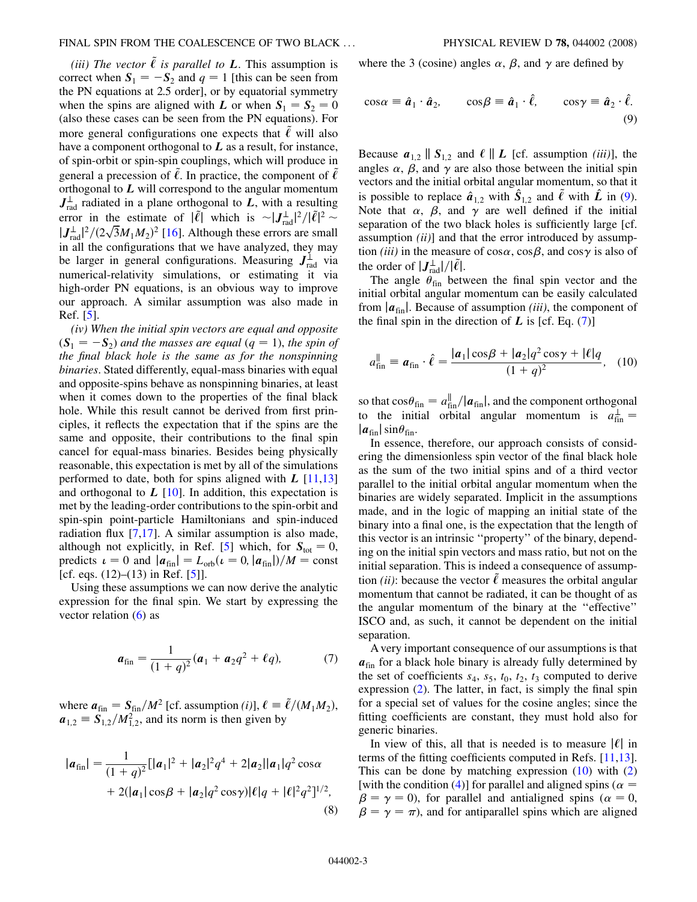*(iii) The vector $\tilde{\ell}$ is parallel to $\boldsymbol{L}$.* This assumption is correct when $\boldsymbol{S}_1 = -\boldsymbol{S}_2$ and $q = 1$ [this can be seen from the PN equations at 2.5 order], or by equatorial symmetry when the spins are aligned with $\boldsymbol{L}$ or when $\boldsymbol{S}_1 = \boldsymbol{S}_2 = 0$ (also these cases can be seen from the PN equations). For more general configurations one expects that $\tilde{\ell}$ will also have a component orthogonal to $\boldsymbol{L}$ as a result, for instance, of spin-orbit or spin-spin couplings, which will produce in general a precession of $\tilde{\ell}$. In practice, the component of $\tilde{\ell}$ orthogonal to $\boldsymbol{L}$ will correspond to the angular momentum $\boldsymbol{J}^{\perp}_{\rm rad}$ radiated in a plane orthogonal to $\boldsymbol{L}$, with a resulting error in the estimate of $|\tilde{\ell}|$ which is $\sim |\boldsymbol{J}^{\perp}_{\rm rad}|^2/|\tilde{\ell}|^2 \sim |\boldsymbol{J}^{\perp}_{\rm rad}|^2/(2\sqrt{3}M_1M_2)^2$ [16]. Although these errors are small in all the configurations that we have analyzed, they may be larger in general configurations. Measuring $\boldsymbol{J}^{\perp}_{\rm rad}$ via numerical-relativity simulations, or estimating it via high-order PN equations, is an obvious way to improve our approach. A similar assumption was also made in Ref. [5].

*(iv) When the initial spin vectors are equal and opposite ($\boldsymbol{S}_1 = -\boldsymbol{S}_2$) and the masses are equal ($q = 1$), the spin of the final black hole is the same as for the nonspinning binaries.* Stated differently, equal-mass binaries with equal and opposite-spins behave as nonspinning binaries, at least when it comes down to the properties of the final black hole. While this result cannot be derived from first principles, it reflects the expectation that if the spins are the same and opposite, their contributions to the final spin cancel for equal-mass binaries. Besides being physically reasonable, this expectation is met by all of the simulations performed to date, both for spins aligned with $\boldsymbol{L}$ [11,13] and orthogonal to $\boldsymbol{L}$ [10]. In addition, this expectation is met by the leading-order contributions to the spin-orbit and spin-spin point-particle Hamiltonians and spin-induced radiation flux [7,17]. A similar assumption is also made, although not explicitly, in Ref. [5] which, for $\boldsymbol{S}_{\rm tot} = 0$, predicts $\iota = 0$ and $|\boldsymbol{a}_{\rm fin}| = L_{\rm orb}(\iota = 0, |\boldsymbol{a}_{\rm fin}|)/M = {\rm const}$ [cf. eqs. (12)–(13) in Ref. [5]].

Using these assumptions we can now derive the analytic expression for the final spin. We start by expressing the vector relation (6) as

$$\boldsymbol{a}_{\rm fin} = \frac{1}{(1+q)^2}(\boldsymbol{a}_1 + \boldsymbol{a}_2 q^2 + \boldsymbol{\ell} q), \tag{7}$$

where $\boldsymbol{a}_{\rm fin} = \boldsymbol{S}_{\rm fin}/M^2$ [cf. assumption *(i)*], $\boldsymbol{\ell} \equiv \tilde{\boldsymbol{\ell}}/(M_1M_2)$, $\boldsymbol{a}_{1,2} \equiv \boldsymbol{S}_{1,2}/M^2_{1,2}$, and its norm is then given by

$$|\boldsymbol{a}_{\rm fin}| = \frac{1}{(1+q)^2}[|\boldsymbol{a}_1|^2 + |\boldsymbol{a}_2|^2 q^4 + 2|\boldsymbol{a}_2||\boldsymbol{a}_1|q^2\cos\alpha + 2(|\boldsymbol{a}_1|\cos\beta + |\boldsymbol{a}_2|q^2\cos\gamma)|\boldsymbol{\ell}|q + |\boldsymbol{\ell}|^2q^2]^{1/2}, \tag{8}$$

where the 3 (cosine) angles $\alpha$, $\beta$, and $\gamma$ are defined by

$$\cos\alpha \equiv \hat{\boldsymbol{a}}_1 \cdot \hat{\boldsymbol{a}}_2, \qquad \cos\beta \equiv \hat{\boldsymbol{a}}_1 \cdot \hat{\boldsymbol{\ell}}, \qquad \cos\gamma \equiv \hat{\boldsymbol{a}}_2 \cdot \hat{\boldsymbol{\ell}}. \tag{9}$$

Because $\boldsymbol{a}_{1,2} \parallel \boldsymbol{S}_{1,2}$ and $\boldsymbol{\ell} \parallel \boldsymbol{L}$ [cf. assumption *(iii)*], the angles $\alpha$, $\beta$, and $\gamma$ are also those between the initial spin vectors and the initial orbital angular momentum, so that it is possible to replace $\hat{\boldsymbol{a}}_{1,2}$ with $\hat{\boldsymbol{S}}_{1,2}$ and $\tilde{\boldsymbol{\ell}}$ with $\hat{\boldsymbol{L}}$ in (9). Note that $\alpha$, $\beta$, and $\gamma$ are well defined if the initial separation of the two black holes is sufficiently large [cf. assumption *(ii)*] and that the error introduced by assumption *(iii)* in the measure of $\cos\alpha$, $\cos\beta$, and $\cos\gamma$ is also of the order of $|\boldsymbol{J}^{\perp}_{\rm rad}|/|\tilde{\boldsymbol{\ell}}|$.

The angle $\theta_{\rm fin}$ between the final spin vector and the initial orbital angular momentum can be easily calculated from $|\boldsymbol{a}_{\rm fin}|$. Because of assumption *(iii)*, the component of the final spin in the direction of $\boldsymbol{L}$ is [cf. Eq. (7)]

$$a^{\parallel}_{\rm fin} \equiv \boldsymbol{a}_{\rm fin} \cdot \hat{\boldsymbol{\ell}} = \frac{|\boldsymbol{a}_1|\cos\beta + |\boldsymbol{a}_2|q^2\cos\gamma + |\boldsymbol{\ell}|q}{(1+q)^2}, \tag{10}$$

so that $\cos\theta_{\rm fin} = a^{\parallel}_{\rm fin}/|\boldsymbol{a}_{\rm fin}|$, and the component orthogonal to the initial orbital angular momentum is $a^{\perp}_{\rm fin} = |\boldsymbol{a}_{\rm fin}|\sin\theta_{\rm fin}$.

In essence, therefore, our approach consists of considering the dimensionless spin vector of the final black hole as the sum of the two initial spins and of a third vector parallel to the initial orbital angular momentum when the binaries are widely separated. Implicit in the assumptions made, and in the logic of mapping an initial state of the binary into a final one, is the expectation that the length of this vector is an intrinsic "property" of the binary, depending on the initial spin vectors and mass ratio, but not on the initial separation. This is indeed a consequence of assumption *(ii)*: because the vector $\tilde{\ell}$ measures the orbital angular momentum that cannot be radiated, it can be thought of as the angular momentum of the binary at the "effective" ISCO and, as such, it cannot be dependent on the initial separation.

A very important consequence of our assumptions is that $\boldsymbol{a}_{\rm fin}$ for a black hole binary is already fully determined by the set of coefficients $s_4$, $s_5$, $t_0$, $t_2$, $t_3$ computed to derive expression (2). The latter, in fact, is simply the final spin for a special set of values for the cosine angles; since the fitting coefficients are constant, they must hold also for generic binaries.

In view of this, all that is needed is to measure $|\boldsymbol{\ell}|$ in terms of the fitting coefficients computed in Refs. [11,13]. This can be done by matching expression (10) with (2) [with the condition (4)] for parallel and aligned spins ($\alpha = \beta = \gamma = 0$), for parallel and antialigned spins ($\alpha = 0$, $\beta = \gamma = \pi$), and for antiparallel spins which are aligned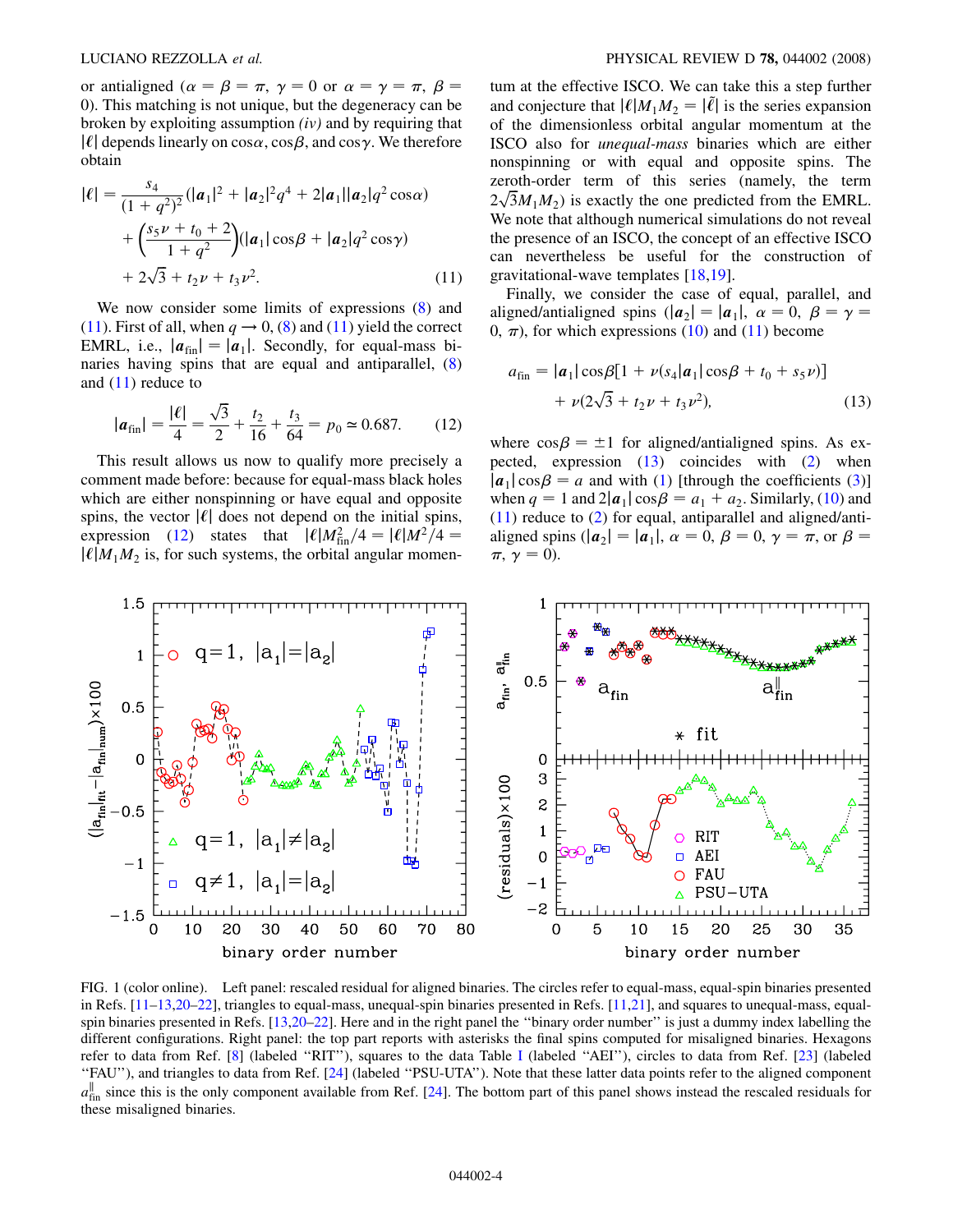or antialigned ($\alpha = \beta = \pi$, $\gamma = 0$ or $\alpha = \gamma = \pi$, $\beta = 0$). This matching is not unique, but the degeneracy can be broken by exploiting assumption *(iv)* and by requiring that $|\ell|$ depends linearly on $\cos\alpha$, $\cos\beta$, and $\cos\gamma$. We therefore obtain

$$|\ell| = \frac{s_4}{(1+q^2)^2}(|\boldsymbol{a}_1|^2 + |\boldsymbol{a}_2|^2 q^4 + 2|\boldsymbol{a}_1||\boldsymbol{a}_2|q^2\cos\alpha) + \left(\frac{s_5\nu + t_0 + 2}{1+q^2}\right)(|\boldsymbol{a}_1|\cos\beta + |\boldsymbol{a}_2|q^2\cos\gamma) + 2\sqrt{3} + t_2\nu + t_3\nu^2. \tag{11}$$

We now consider some limits of expressions (8) and (11). First of all, when $q \to 0$, (8) and (11) yield the correct EMRL, i.e., $|\boldsymbol{a}_{\rm fin}| = |\boldsymbol{a}_1|$. Secondly, for equal-mass binaries having spins that are equal and antiparallel, (8) and (11) reduce to

$$|\boldsymbol{a}_{\rm fin}| = \frac{|\ell|}{4} = \frac{\sqrt{3}}{2} + \frac{t_2}{16} + \frac{t_3}{64} = p_0 \simeq 0.687. \tag{12}$$

This result allows us now to qualify more precisely a comment made before: because for equal-mass black holes which are either nonspinning or have equal and opposite spins, the vector $|\ell|$ does not depend on the initial spins, expression (12) states that $|\ell| M_{\rm fin}^2/4 = |\ell| M^2/4 = |\ell| M_1 M_2$ is, for such systems, the orbital angular momentum at the effective ISCO. We can take this a step further and conjecture that $|\ell| M_1 M_2 = |\tilde{\ell}|$ is the series expansion of the dimensionless orbital angular momentum at the ISCO also for *unequal-mass* binaries which are either nonspinning or with equal and opposite spins. The zeroth-order term of this series (namely, the term $2\sqrt{3}M_1M_2$) is exactly the one predicted from the EMRL. We note that although numerical simulations do not reveal the presence of an ISCO, the concept of an effective ISCO can nevertheless be useful for the construction of gravitational-wave templates [18,19].

Finally, we consider the case of equal, parallel, and aligned/antialigned spins ($|\boldsymbol{a}_2| = |\boldsymbol{a}_1|$, $\alpha = 0$, $\beta = \gamma = 0$, $\pi$), for which expressions (10) and (11) become

$$a_{\rm fin} = |\boldsymbol{a}_1|\cos\beta[1 + \nu(s_4|\boldsymbol{a}_1|\cos\beta + t_0 + s_5\nu)] + \nu(2\sqrt{3} + t_2\nu + t_3\nu^2), \tag{13}$$

where $\cos\beta = \pm 1$ for aligned/antialigned spins. As expected, expression (13) coincides with (2) when $|\boldsymbol{a}_1|\cos\beta = a$ and with (1) [through the coefficients (3)] when $q = 1$ and $2|\boldsymbol{a}_1|\cos\beta = a_1 + a_2$. Similarly, (10) and (11) reduce to (2) for equal, antiparallel and aligned/antialigned spins ($|\boldsymbol{a}_2| = |\boldsymbol{a}_1|$, $\alpha = 0$, $\beta = 0$, $\gamma = \pi$, or $\beta = \pi$, $\gamma = 0$).

FIG. 1 (color online). Left panel: rescaled residual for aligned binaries. The circles refer to equal-mass, equal-spin binaries presented in Refs. [11–13,20–22], triangles to equal-mass, unequal-spin binaries presented in Refs. [11,21], and squares to unequal-mass, equal-spin binaries presented in Refs. [13,20–22]. Here and in the right panel the "binary order number" is just a dummy index labelling the different configurations. Right panel: the top part reports with asterisks the final spins computed for misaligned binaries. Hexagons refer to data from Ref. [8] (labeled "RIT"), squares to the data Table I (labeled "AEI"), circles to data from Ref. [23] (labeled "FAU"), and triangles to data from Ref. [24] (labeled "PSU-UTA"). Note that these latter data points refer to the aligned component $a_{\rm fin}^{\parallel}$ since this is the only component available from Ref. [24]. The bottom part of this panel shows instead the rescaled residuals for these misaligned binaries.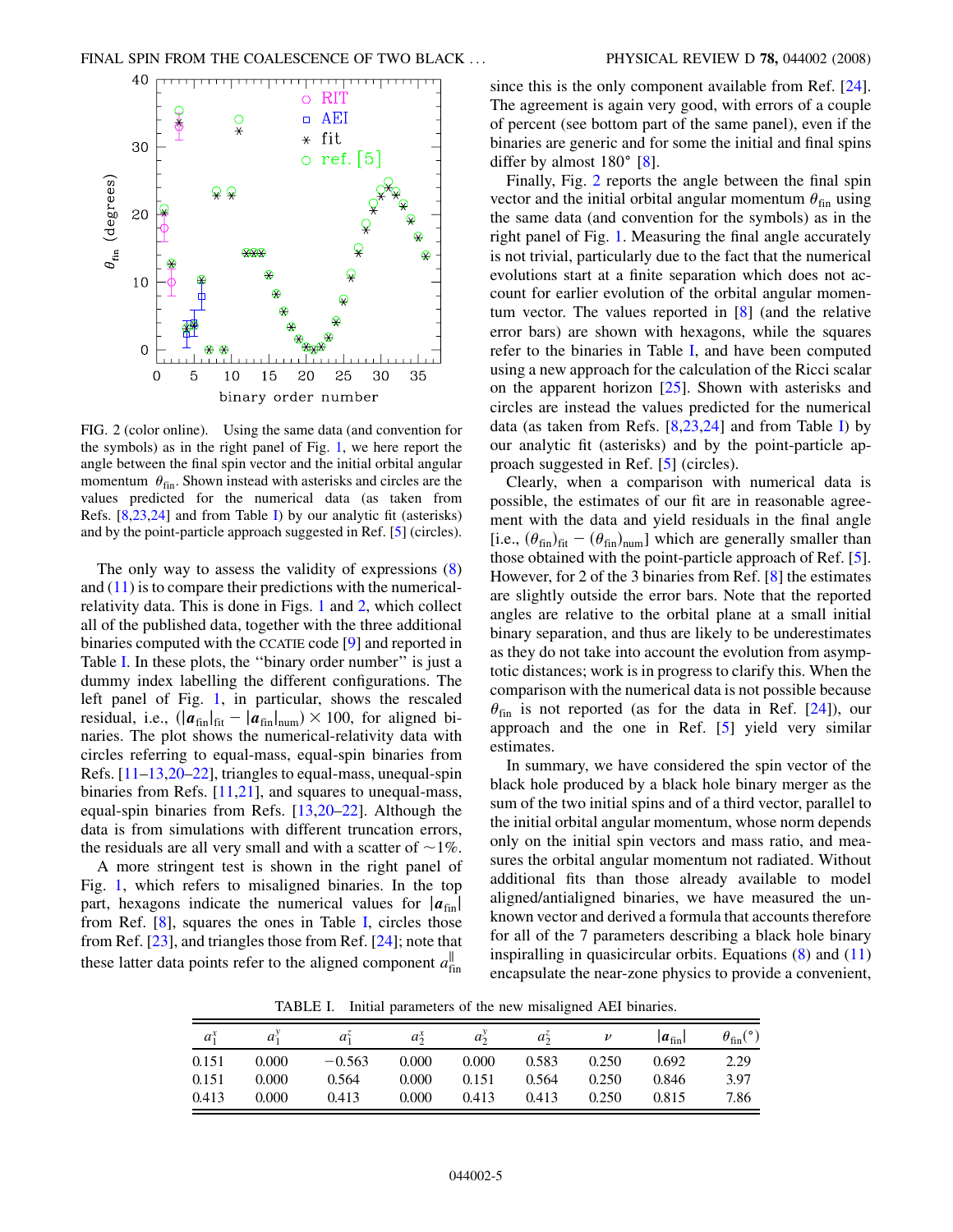FIG. 2 (color online). Using the same data (and convention for the symbols) as in the right panel of Fig. 1, we here report the angle between the final spin vector and the initial orbital angular momentum $\theta_{\rm fin}$. Shown instead with asterisks and circles are the values predicted for the numerical data (as taken from Refs. [8,23,24] and from Table I) by our analytic fit (asterisks) and by the point-particle approach suggested in Ref. [5] (circles).

The only way to assess the validity of expressions (8) and (11) is to compare their predictions with the numerical-relativity data. This is done in Figs. 1 and 2, which collect all of the published data, together with the three additional binaries computed with the CCATIE code [9] and reported in Table I. In these plots, the "binary order number" is just a dummy index labelling the different configurations. The left panel of Fig. 1, in particular, shows the rescaled residual, i.e., $(|\boldsymbol{a}_{\rm fin}|_{\rm fit} - |\boldsymbol{a}_{\rm fin}|_{\rm num}) \times 100$, for aligned binaries. The plot shows the numerical-relativity data with circles referring to equal-mass, equal-spin binaries from Refs. [11–13,20–22], triangles to equal-mass, unequal-spin binaries from Refs. [11,21], and squares to unequal-mass, equal-spin binaries from Refs. [13,20–22]. Although the data is from simulations with different truncation errors, the residuals are all very small and with a scatter of $\sim 1\%$.

A more stringent test is shown in the right panel of Fig. 1, which refers to misaligned binaries. In the top part, hexagons indicate the numerical values for $|\boldsymbol{a}_{\rm fin}|$ from Ref. [8], squares the ones in Table I, circles those from Ref. [23], and triangles those from Ref. [24]; note that these latter data points refer to the aligned component $a^{\parallel}_{\rm fin}$ since this is the only component available from Ref. [24]. The agreement is again very good, with errors of a couple of percent (see bottom part of the same panel), even if the binaries are generic and for some the initial and final spins differ by almost 180° [8].

Finally, Fig. 2 reports the angle between the final spin vector and the initial orbital angular momentum $\theta_{\rm fin}$ using the same data (and convention for the symbols) as in the right panel of Fig. 1. Measuring the final angle accurately is not trivial, particularly due to the fact that the numerical evolutions start at a finite separation which does not account for earlier evolution of the orbital angular momentum vector. The values reported in [8] (and the relative error bars) are shown with hexagons, while the squares refer to the binaries in Table I, and have been computed using a new approach for the calculation of the Ricci scalar on the apparent horizon [25]. Shown with asterisks and circles are instead the values predicted for the numerical data (as taken from Refs. [8,23,24] and from Table I) by our analytic fit (asterisks) and by the point-particle approach suggested in Ref. [5] (circles).

Clearly, when a comparison with numerical data is possible, the estimates of our fit are in reasonable agreement with the data and yield residuals in the final angle [i.e., $(\theta_{\rm fin})_{\rm fit} - (\theta_{\rm fin})_{\rm num}$] which are generally smaller than those obtained with the point-particle approach of Ref. [5]. However, for 2 of the 3 binaries from Ref. [8] the estimates are slightly outside the error bars. Note that the reported angles are relative to the orbital plane at a small initial binary separation, and thus are likely to be underestimates as they do not take into account the evolution from asymptotic distances; work is in progress to clarify this. When the comparison with the numerical data is not possible because $\theta_{\rm fin}$ is not reported (as for the data in Ref. [24]), our approach and the one in Ref. [5] yield very similar estimates.

In summary, we have considered the spin vector of the black hole produced by a black hole binary merger as the sum of the two initial spins and of a third vector, parallel to the initial orbital angular momentum, whose norm depends only on the initial spin vectors and mass ratio, and measures the orbital angular momentum not radiated. Without additional fits than those already available to model aligned/antialigned binaries, we have measured the unknown vector and derived a formula that accounts therefore for all of the 7 parameters describing a black hole binary inspiralling in quasicircular orbits. Equations (8) and (11) encapsulate the near-zone physics to provide a convenient,

TABLE I. Initial parameters of the new misaligned AEI binaries.

| $a_1^x$ | $a_1^y$ | $a_1^z$ | $a_2^x$ | $a_2^y$ | $a_2^z$ | $\nu$ | $\lvert\boldsymbol{a}_{\rm fin}\rvert$ | $\theta_{\rm fin}(°)$ |
|---|---|---|---|---|---|---|---|---|
| 0.151 | 0.000 | −0.563 | 0.000 | 0.000 | 0.583 | 0.250 | 0.692 | 2.29 |
| 0.151 | 0.000 | 0.564 | 0.000 | 0.151 | 0.564 | 0.250 | 0.846 | 3.97 |
| 0.413 | 0.000 | 0.413 | 0.000 | 0.413 | 0.413 | 0.250 | 0.815 | 7.86 |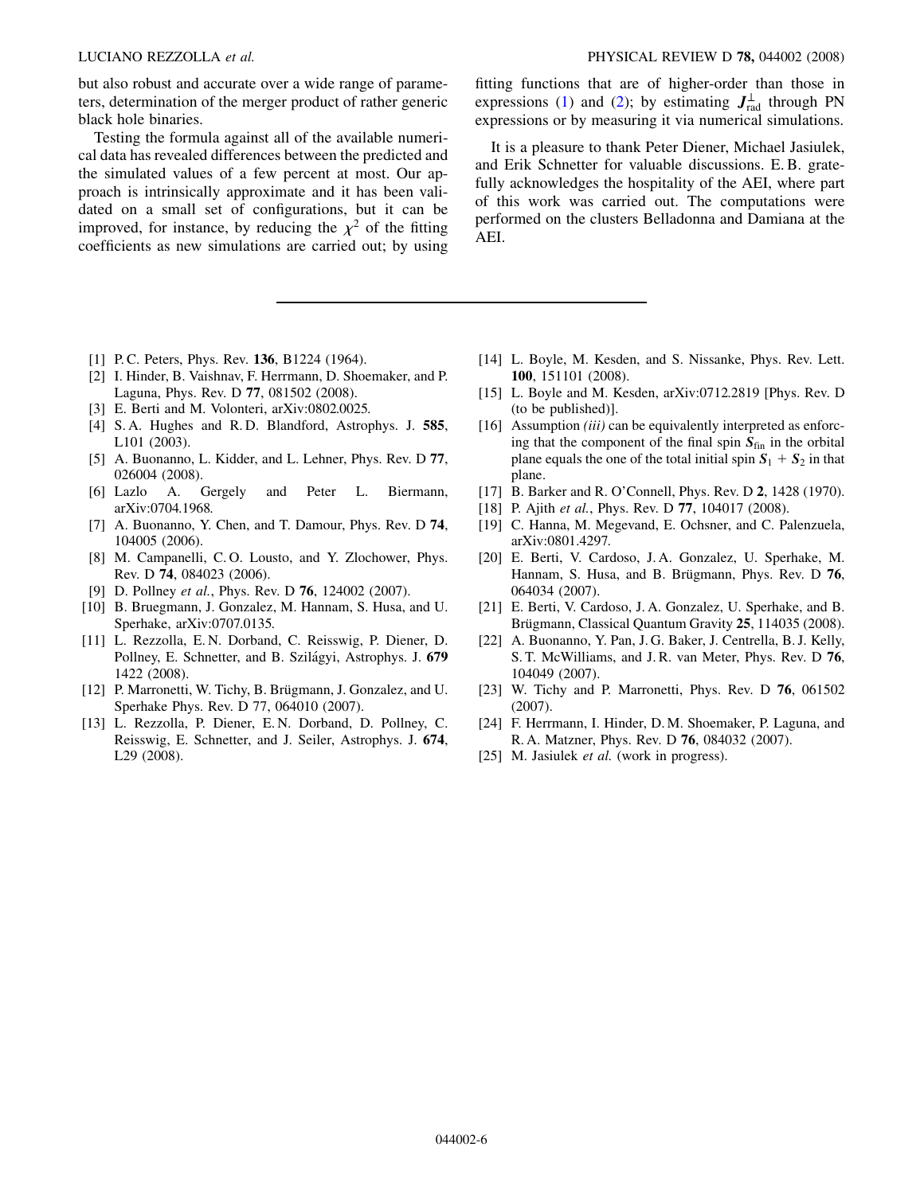but also robust and accurate over a wide range of parameters, determination of the merger product of rather generic black hole binaries.

Testing the formula against all of the available numerical data has revealed differences between the predicted and the simulated values of a few percent at most. Our approach is intrinsically approximate and it has been validated on a small set of configurations, but it can be improved, for instance, by reducing the $\chi^2$ of the fitting coefficients as new simulations are carried out; by using fitting functions that are of higher-order than those in expressions (1) and (2); by estimating $\boldsymbol{J}^{\perp}_{\rm rad}$ through PN expressions or by measuring it via numerical simulations.

It is a pleasure to thank Peter Diener, Michael Jasiulek, and Erik Schnetter for valuable discussions. E. B. gratefully acknowledges the hospitality of the AEI, where part of this work was carried out. The computations were performed on the clusters Belladonna and Damiana at the AEI.

---

[1] P. C. Peters, Phys. Rev. **136**, B1224 (1964).

[2] I. Hinder, B. Vaishnav, F. Herrmann, D. Shoemaker, and P. Laguna, Phys. Rev. D **77**, 081502 (2008).

[3] E. Berti and M. Volonteri, arXiv:0802.0025.

[4] S. A. Hughes and R. D. Blandford, Astrophys. J. **585**, L101 (2003).

[5] A. Buonanno, L. Kidder, and L. Lehner, Phys. Rev. D **77**, 026004 (2008).

[6] Lazlo A. Gergely and Peter L. Biermann, arXiv:0704.1968.

[7] A. Buonanno, Y. Chen, and T. Damour, Phys. Rev. D **74**, 104005 (2006).

[8] M. Campanelli, C. O. Lousto, and Y. Zlochower, Phys. Rev. D **74**, 084023 (2006).

[9] D. Pollney *et al.*, Phys. Rev. D **76**, 124002 (2007).

[10] B. Bruegmann, J. Gonzalez, M. Hannam, S. Husa, and U. Sperhake, arXiv:0707.0135.

[11] L. Rezzolla, E. N. Dorband, C. Reisswig, P. Diener, D. Pollney, E. Schnetter, and B. Szilágyi, Astrophys. J. **679** 1422 (2008).

[12] P. Marronetti, W. Tichy, B. Brügmann, J. Gonzalez, and U. Sperhake Phys. Rev. D 77, 064010 (2007).

[13] L. Rezzolla, P. Diener, E. N. Dorband, D. Pollney, C. Reisswig, E. Schnetter, and J. Seiler, Astrophys. J. **674**, L29 (2008).

[14] L. Boyle, M. Kesden, and S. Nissanke, Phys. Rev. Lett. **100**, 151101 (2008).

[15] L. Boyle and M. Kesden, arXiv:0712.2819 [Phys. Rev. D (to be published)].

[16] Assumption *(iii)* can be equivalently interpreted as enforcing that the component of the final spin $\boldsymbol{S}_{\rm fin}$ in the orbital plane equals the one of the total initial spin $\boldsymbol{S}_1 + \boldsymbol{S}_2$ in that plane.

[17] B. Barker and R. O'Connell, Phys. Rev. D **2**, 1428 (1970).

[18] P. Ajith *et al.*, Phys. Rev. D **77**, 104017 (2008).

[19] C. Hanna, M. Megevand, E. Ochsner, and C. Palenzuela, arXiv:0801.4297.

[20] E. Berti, V. Cardoso, J. A. Gonzalez, U. Sperhake, M. Hannam, S. Husa, and B. Brügmann, Phys. Rev. D **76**, 064034 (2007).

[21] E. Berti, V. Cardoso, J. A. Gonzalez, U. Sperhake, and B. Brügmann, Classical Quantum Gravity **25**, 114035 (2008).

[22] A. Buonanno, Y. Pan, J. G. Baker, J. Centrella, B. J. Kelly, S. T. McWilliams, and J. R. van Meter, Phys. Rev. D **76**, 104049 (2007).

[23] W. Tichy and P. Marronetti, Phys. Rev. D **76**, 061502 (2007).

[24] F. Herrmann, I. Hinder, D. M. Shoemaker, P. Laguna, and R. A. Matzner, Phys. Rev. D **76**, 084032 (2007).

[25] M. Jasiulek *et al.* (work in progress).